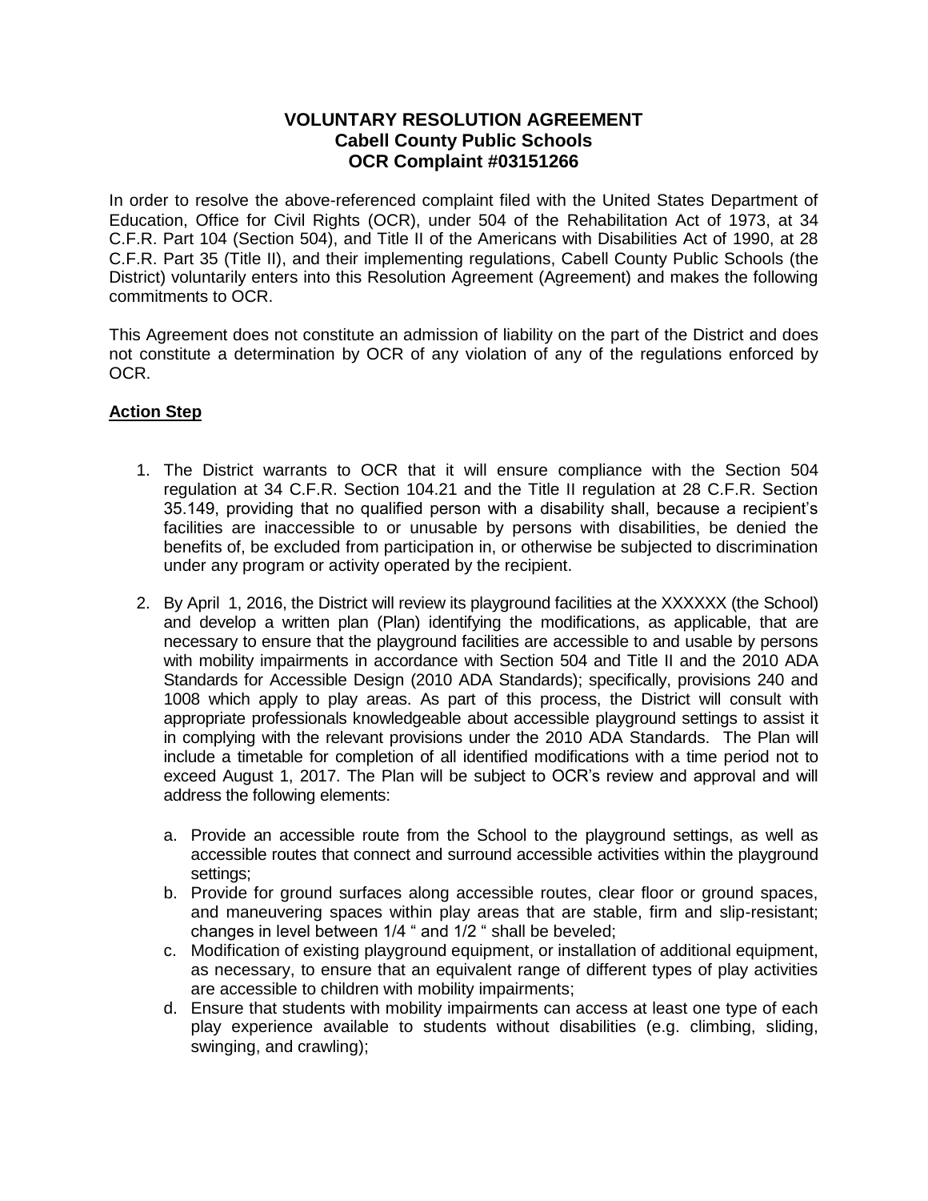# VOLUNTARY RESOLUTION AGREEMENT
## Cabell County Public Schools
## OCR Complaint #03151266

In order to resolve the above-referenced complaint filed with the United States Department of Education, Office for Civil Rights (OCR), under 504 of the Rehabilitation Act of 1973, at 34 C.F.R. Part 104 (Section 504), and Title II of the Americans with Disabilities Act of 1990, at 28 C.F.R. Part 35 (Title II), and their implementing regulations, Cabell County Public Schools (the District) voluntarily enters into this Resolution Agreement (Agreement) and makes the following commitments to OCR.

This Agreement does not constitute an admission of liability on the part of the District and does not constitute a determination by OCR of any violation of any of the regulations enforced by OCR.

**Action Step**

1. The District warrants to OCR that it will ensure compliance with the Section 504 regulation at 34 C.F.R. Section 104.21 and the Title II regulation at 28 C.F.R. Section 35.149, providing that no qualified person with a disability shall, because a recipient's facilities are inaccessible to or unusable by persons with disabilities, be denied the benefits of, be excluded from participation in, or otherwise be subjected to discrimination under any program or activity operated by the recipient.

2. By April 1, 2016, the District will review its playground facilities at the XXXXXX (the School) and develop a written plan (Plan) identifying the modifications, as applicable, that are necessary to ensure that the playground facilities are accessible to and usable by persons with mobility impairments in accordance with Section 504 and Title II and the 2010 ADA Standards for Accessible Design (2010 ADA Standards); specifically, provisions 240 and 1008 which apply to play areas. As part of this process, the District will consult with appropriate professionals knowledgeable about accessible playground settings to assist it in complying with the relevant provisions under the 2010 ADA Standards. The Plan will include a timetable for completion of all identified modifications with a time period not to exceed August 1, 2017. The Plan will be subject to OCR's review and approval and will address the following elements:

   a. Provide an accessible route from the School to the playground settings, as well as accessible routes that connect and surround accessible activities within the playground settings;
   b. Provide for ground surfaces along accessible routes, clear floor or ground spaces, and maneuvering spaces within play areas that are stable, firm and slip-resistant; changes in level between 1/4 " and 1/2 " shall be beveled;
   c. Modification of existing playground equipment, or installation of additional equipment, as necessary, to ensure that an equivalent range of different types of play activities are accessible to children with mobility impairments;
   d. Ensure that students with mobility impairments can access at least one type of each play experience available to students without disabilities (e.g. climbing, sliding, swinging, and crawling);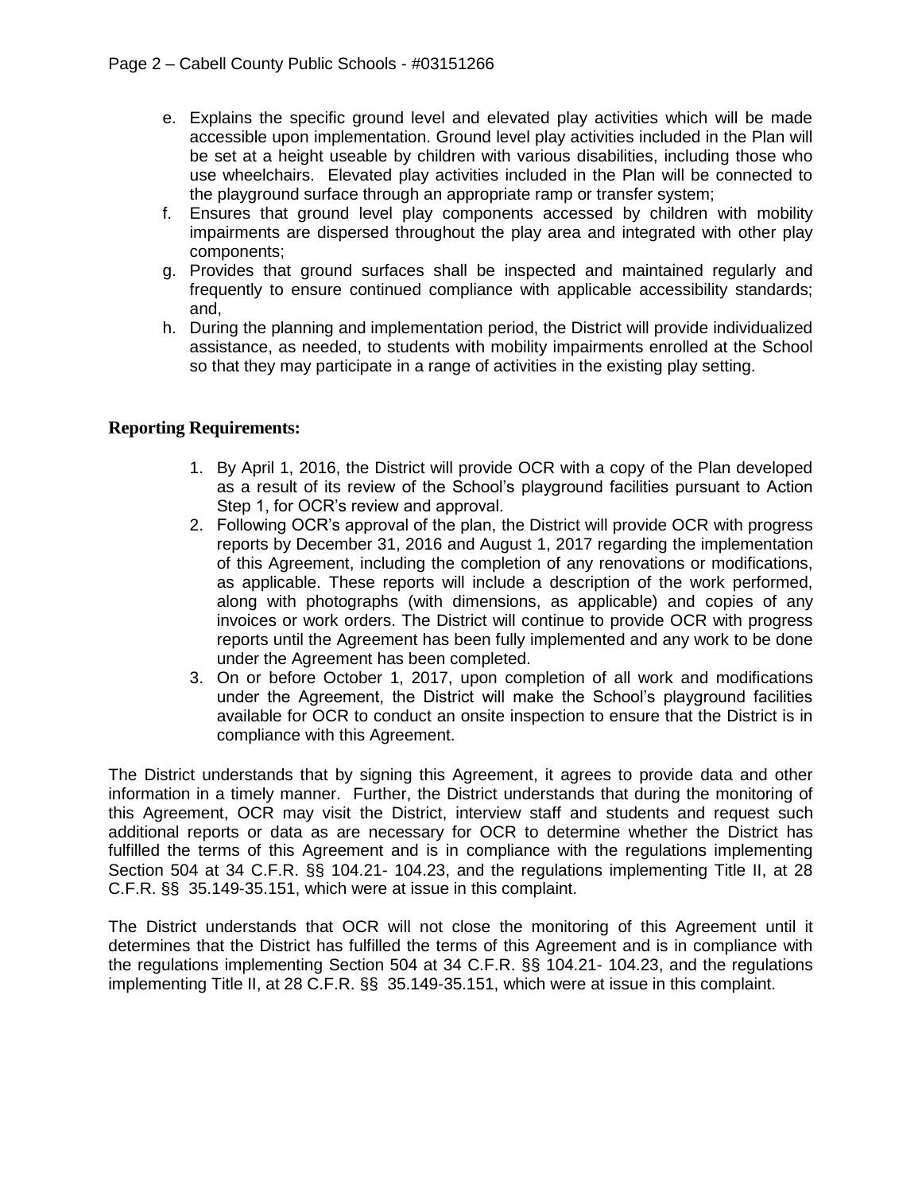e. Explains the specific ground level and elevated play activities which will be made accessible upon implementation. Ground level play activities included in the Plan will be set at a height useable by children with various disabilities, including those who use wheelchairs. Elevated play activities included in the Plan will be connected to the playground surface through an appropriate ramp or transfer system;
f. Ensures that ground level play components accessed by children with mobility impairments are dispersed throughout the play area and integrated with other play components;
g. Provides that ground surfaces shall be inspected and maintained regularly and frequently to ensure continued compliance with applicable accessibility standards; and,
h. During the planning and implementation period, the District will provide individualized assistance, as needed, to students with mobility impairments enrolled at the School so that they may participate in a range of activities in the existing play setting.

**Reporting Requirements:**

1. By April 1, 2016, the District will provide OCR with a copy of the Plan developed as a result of its review of the School's playground facilities pursuant to Action Step 1, for OCR's review and approval.
2. Following OCR's approval of the plan, the District will provide OCR with progress reports by December 31, 2016 and August 1, 2017 regarding the implementation of this Agreement, including the completion of any renovations or modifications, as applicable. These reports will include a description of the work performed, along with photographs (with dimensions, as applicable) and copies of any invoices or work orders. The District will continue to provide OCR with progress reports until the Agreement has been fully implemented and any work to be done under the Agreement has been completed.
3. On or before October 1, 2017, upon completion of all work and modifications under the Agreement, the District will make the School's playground facilities available for OCR to conduct an onsite inspection to ensure that the District is in compliance with this Agreement.

The District understands that by signing this Agreement, it agrees to provide data and other information in a timely manner. Further, the District understands that during the monitoring of this Agreement, OCR may visit the District, interview staff and students and request such additional reports or data as are necessary for OCR to determine whether the District has fulfilled the terms of this Agreement and is in compliance with the regulations implementing Section 504 at 34 C.F.R. §§ 104.21- 104.23, and the regulations implementing Title II, at 28 C.F.R. §§ 35.149-35.151, which were at issue in this complaint.

The District understands that OCR will not close the monitoring of this Agreement until it determines that the District has fulfilled the terms of this Agreement and is in compliance with the regulations implementing Section 504 at 34 C.F.R. §§ 104.21- 104.23, and the regulations implementing Title II, at 28 C.F.R. §§ 35.149-35.151, which were at issue in this complaint.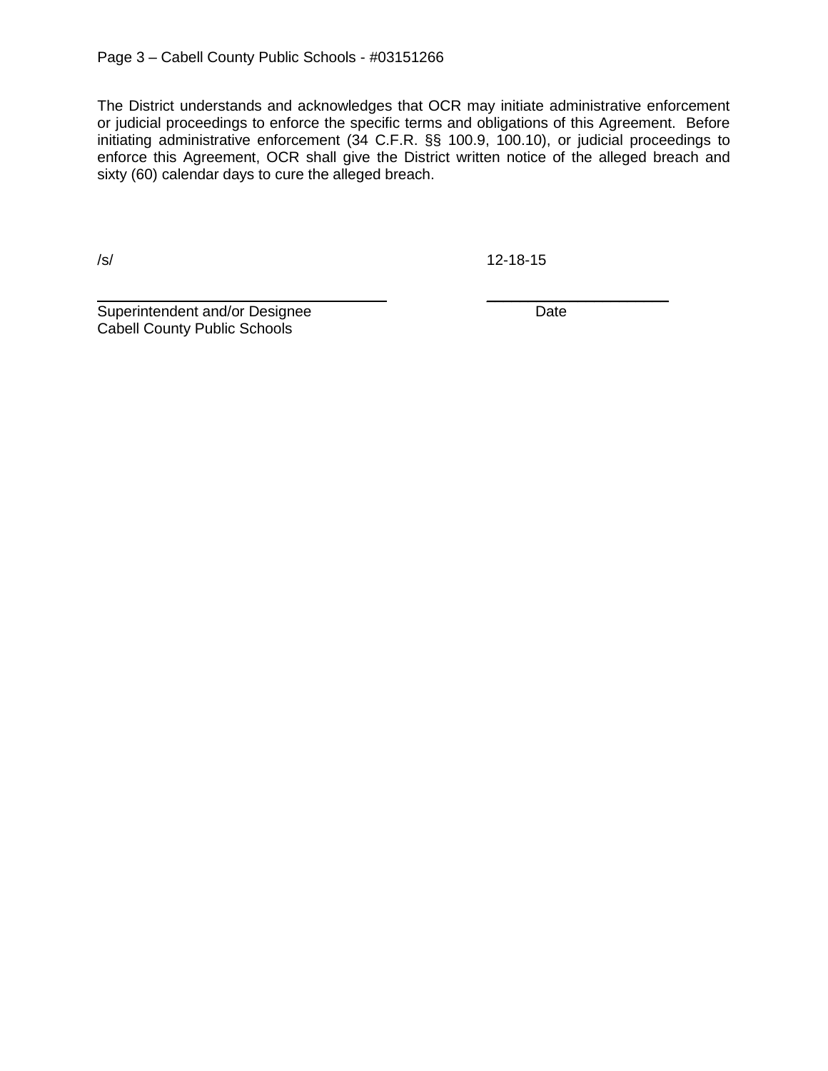The District understands and acknowledges that OCR may initiate administrative enforcement or judicial proceedings to enforce the specific terms and obligations of this Agreement. Before initiating administrative enforcement (34 C.F.R. §§ 100.9, 100.10), or judicial proceedings to enforce this Agreement, OCR shall give the District written notice of the alleged breach and sixty (60) calendar days to cure the alleged breach.

/s/ 12-18-15

_______________________________ _____________________

Superintendent and/or Designee Date

Cabell County Public Schools